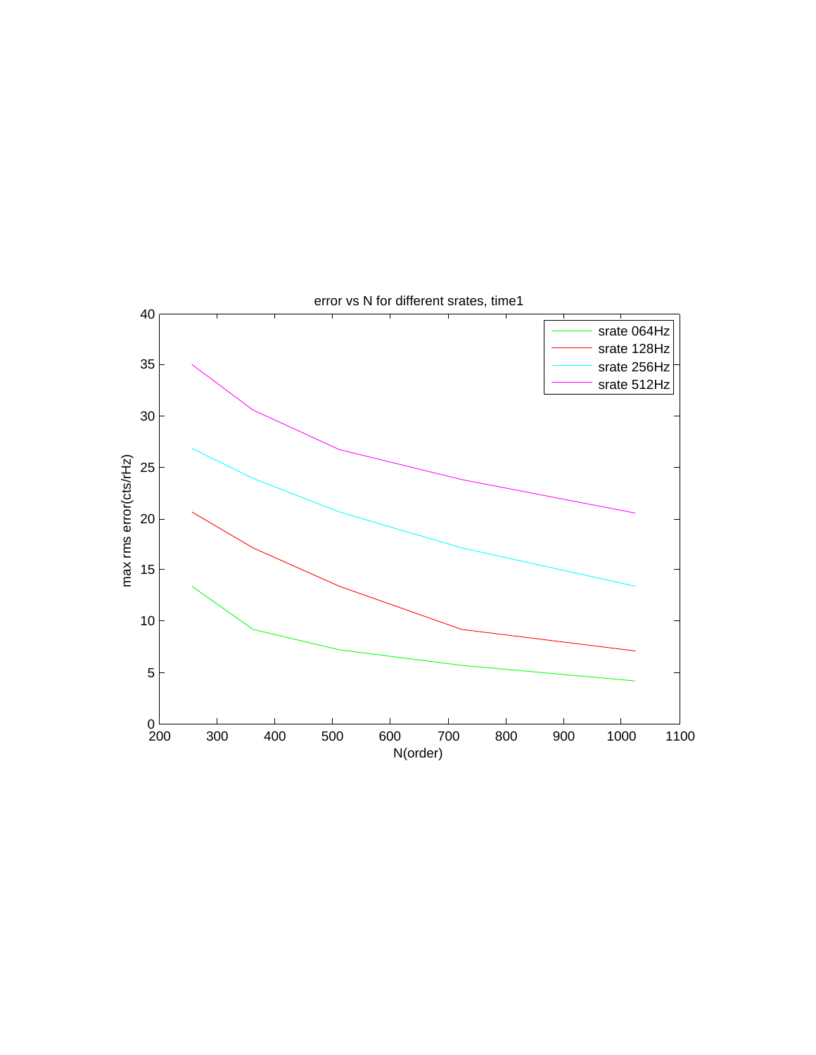error vs N for different srates, time1

max rms error(cts/rHz)

N(order)

- srate 064Hz
- srate 128Hz
- srate 256Hz
- srate 512Hz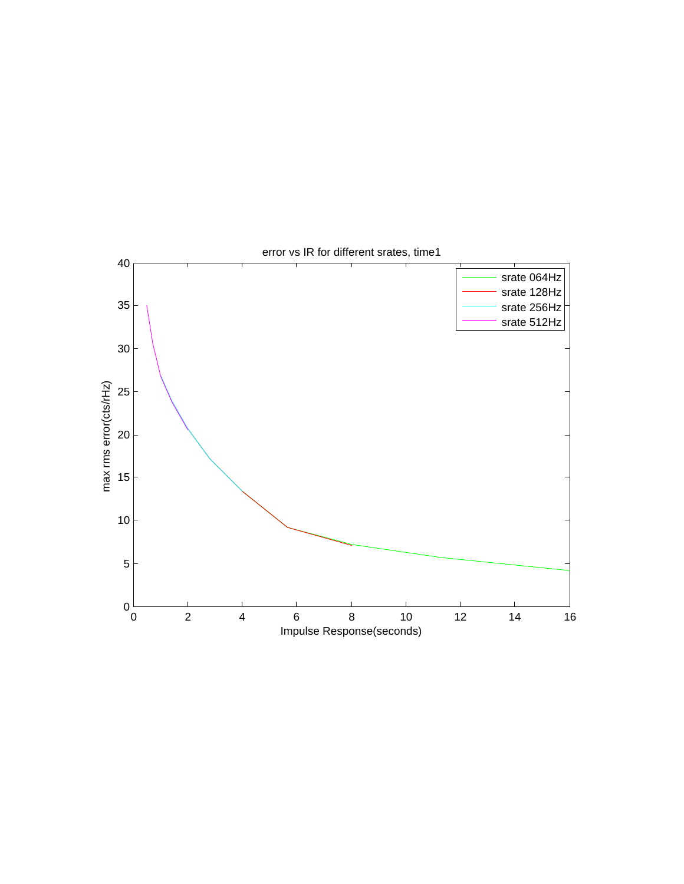error vs IR for different srates, time1

max rms error(cts/rHz)

Impulse Response(seconds)

- srate 064Hz
- srate 128Hz
- srate 256Hz
- srate 512Hz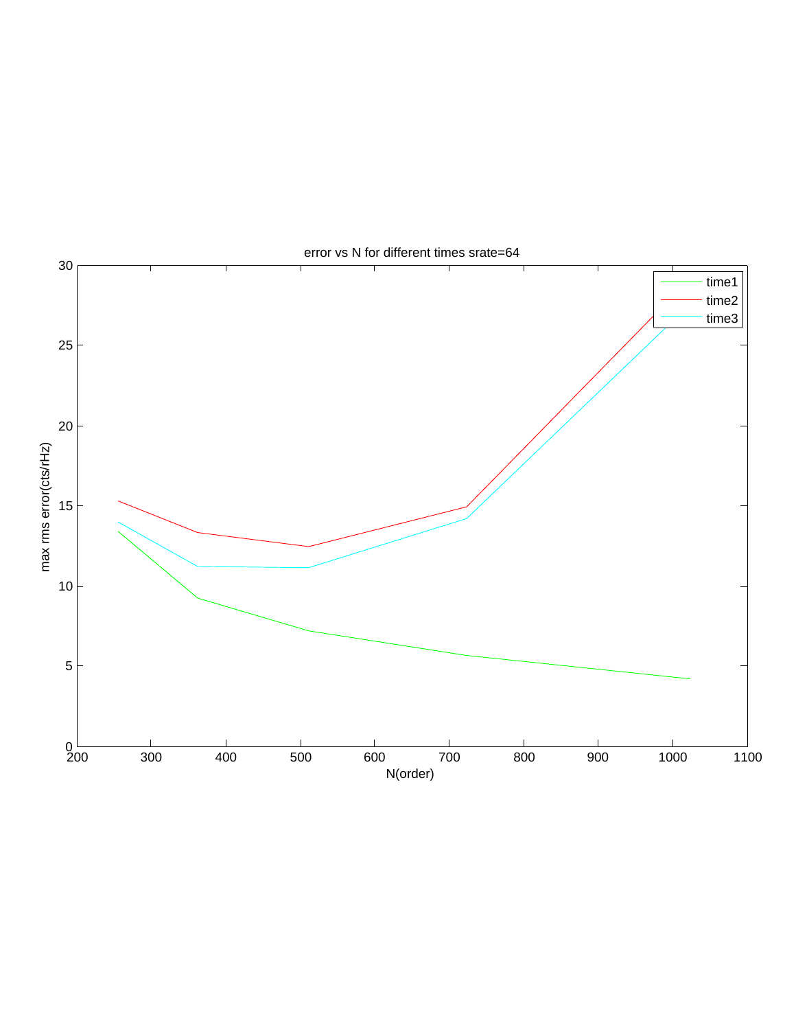error vs N for different times srate=64

max rms error(cts/rHz)

N(order)

- time1
- time2
- time3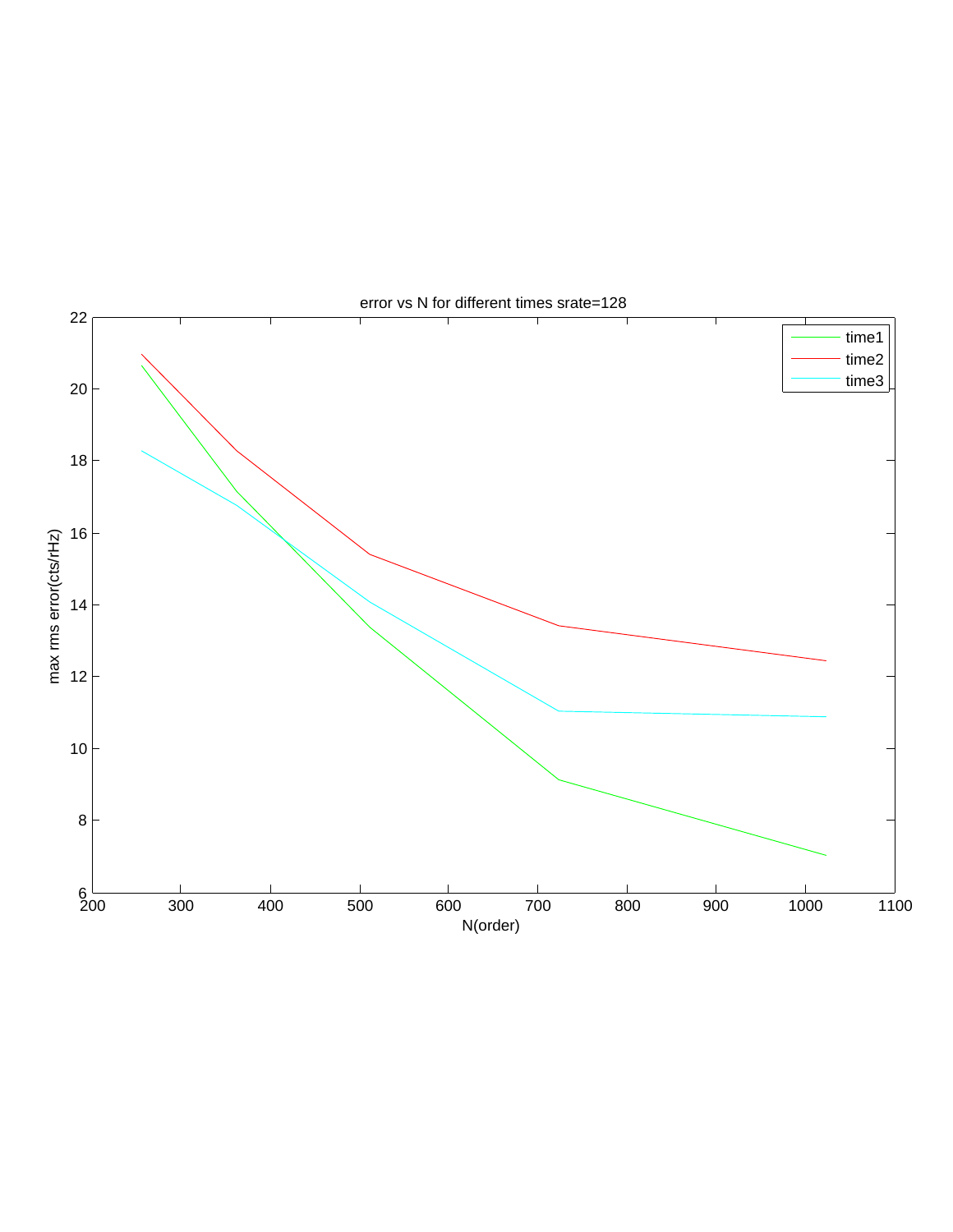error vs N for different times srate=128

max rms error(cts/rHz)

N(order)

time1
time2
time3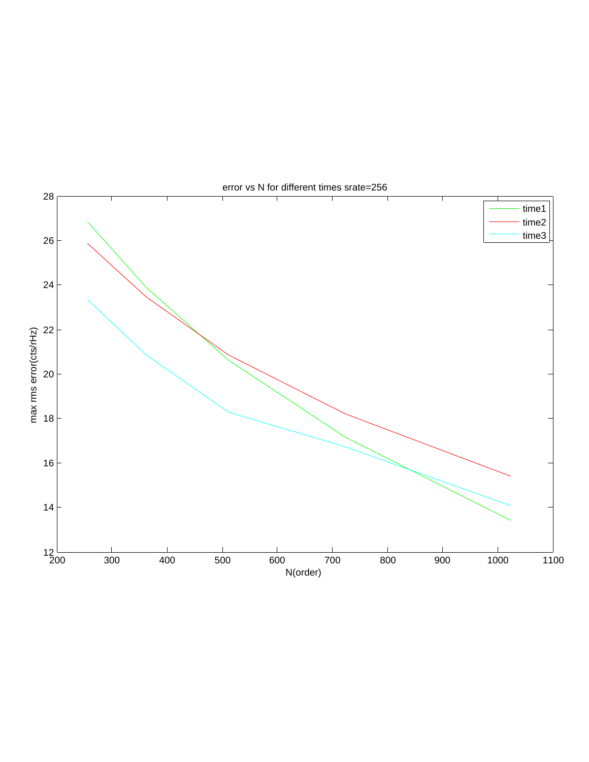error vs N for different times srate=256

max rms error(cts/rHz)

N(order)

time1
time2
time3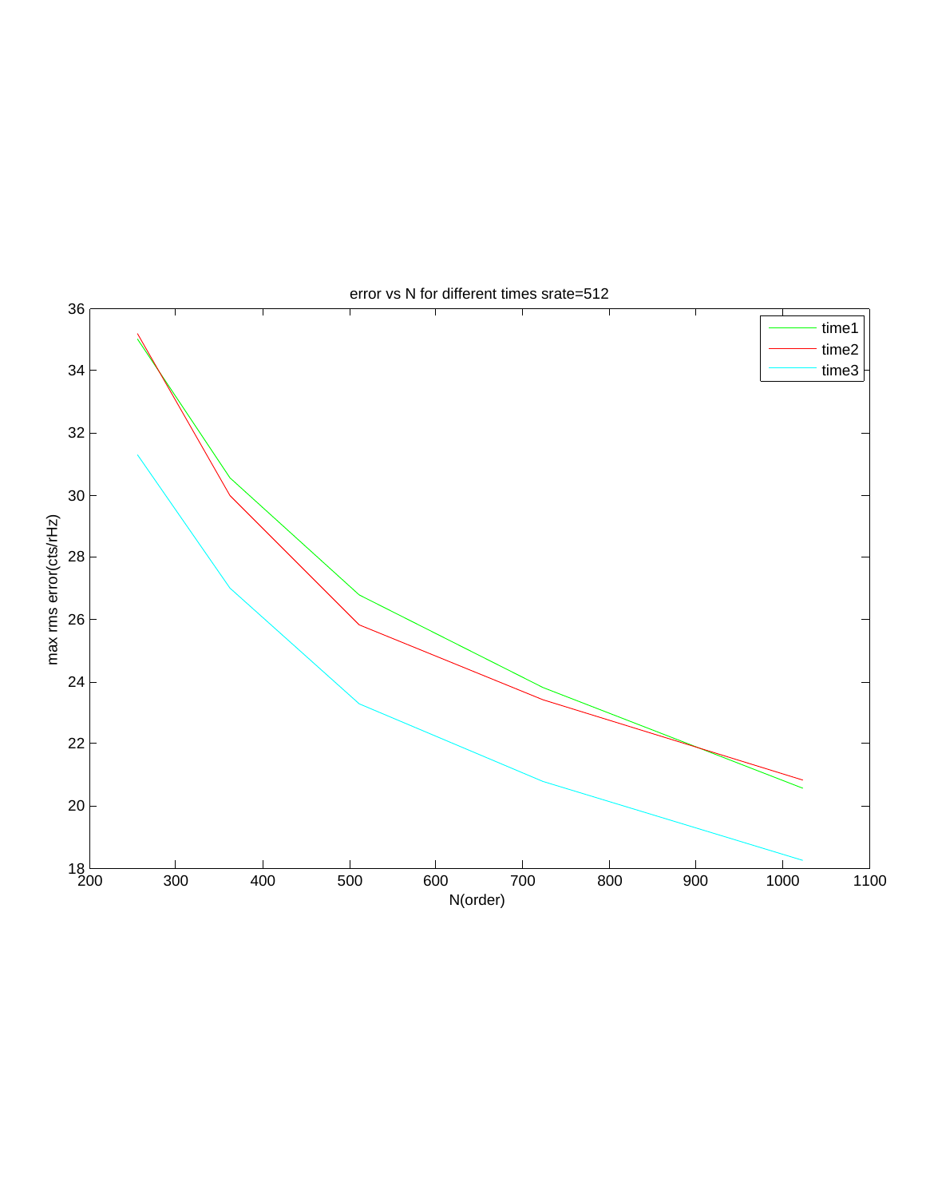error vs N for different times srate=512

max rms error(cts/rHz)

N(order)

time1
time2
time3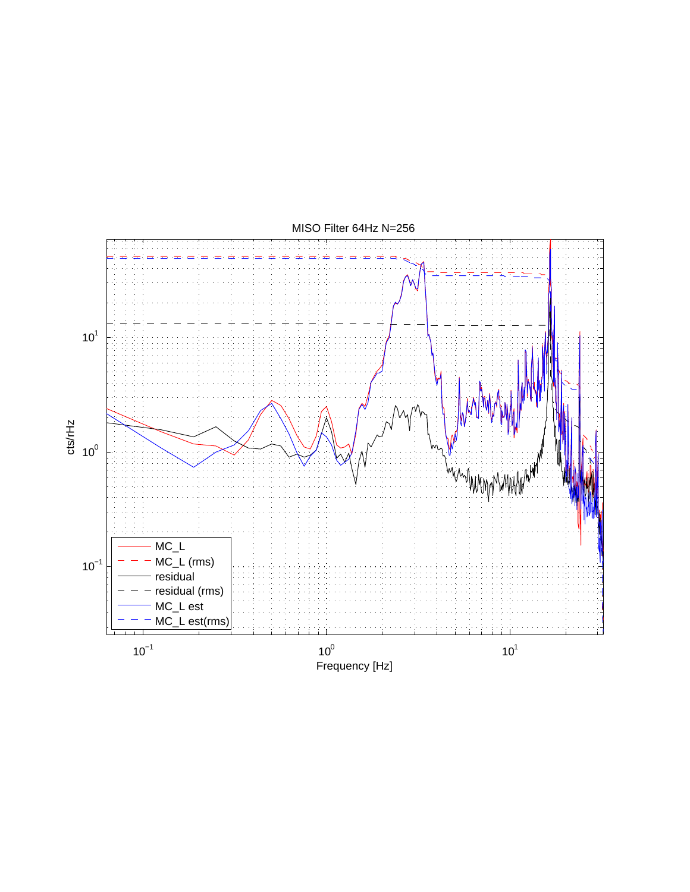MISO Filter 64Hz N=256

| | |
|---|---|
| MC_L | |
| MC_L (rms) | |
| residual | |
| residual (rms) | |
| MC_L est | |
| MC_L est(rms) | |

cts/rHz

Frequency [Hz]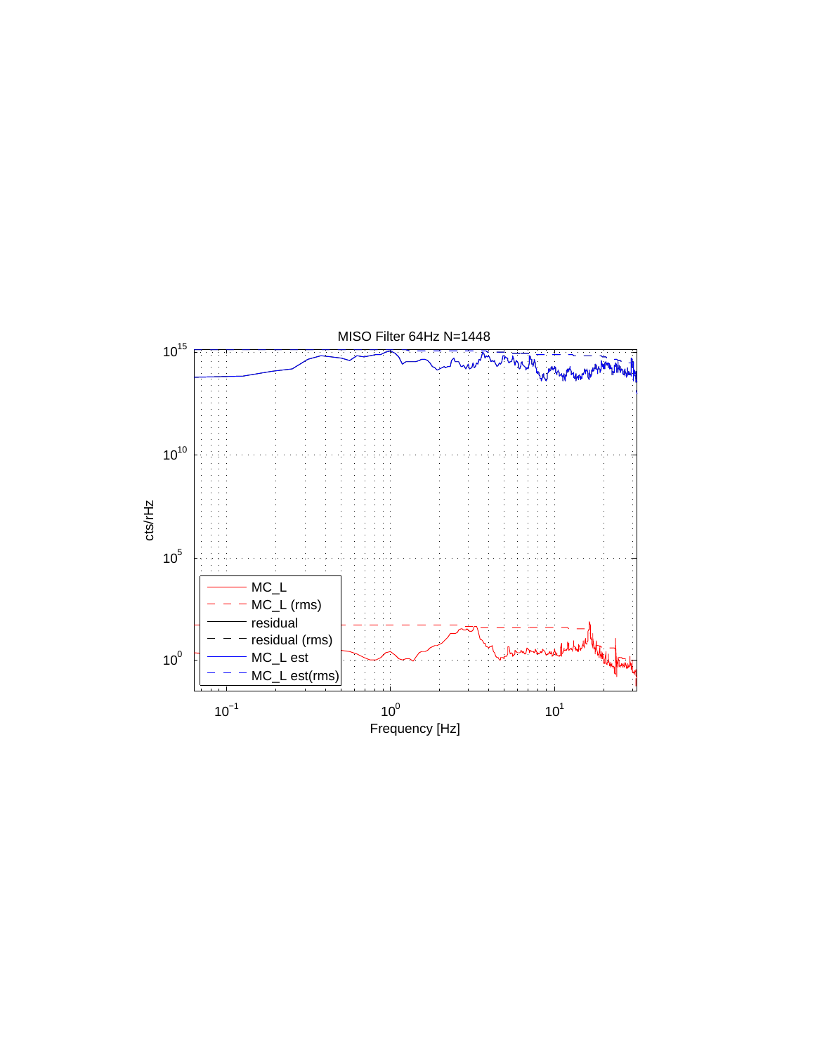MISO Filter 64Hz N=1448

| Legend |
| --- |
| MC_L |
| MC_L (rms) |
| residual |
| residual (rms) |
| MC_L est |
| MC_L est(rms) |

cts/rHz

$10^{15}$, $10^{10}$, $10^{5}$, $10^{0}$

Frequency [Hz]

$10^{-1}$, $10^{0}$, $10^{1}$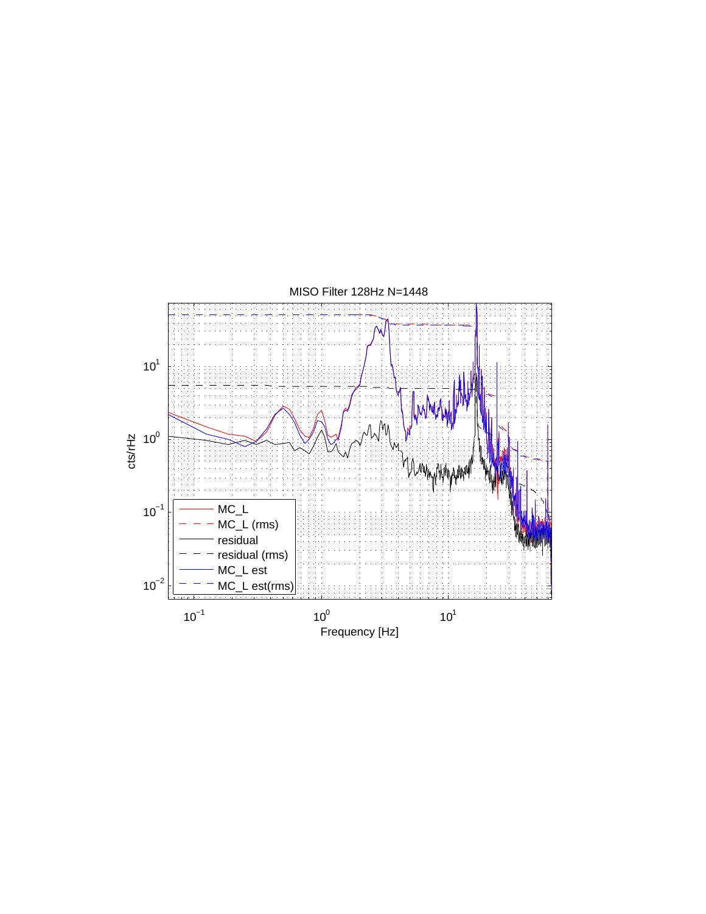MISO Filter 128Hz N=1448

cts/rHz

Frequency [Hz]

$10^{-2}$
$10^{-1}$
$10^{0}$
$10^{1}$

$10^{-1}$
$10^{0}$
$10^{1}$

MC_L
MC_L (rms)
residual
residual (rms)
MC_L est
MC_L est(rms)